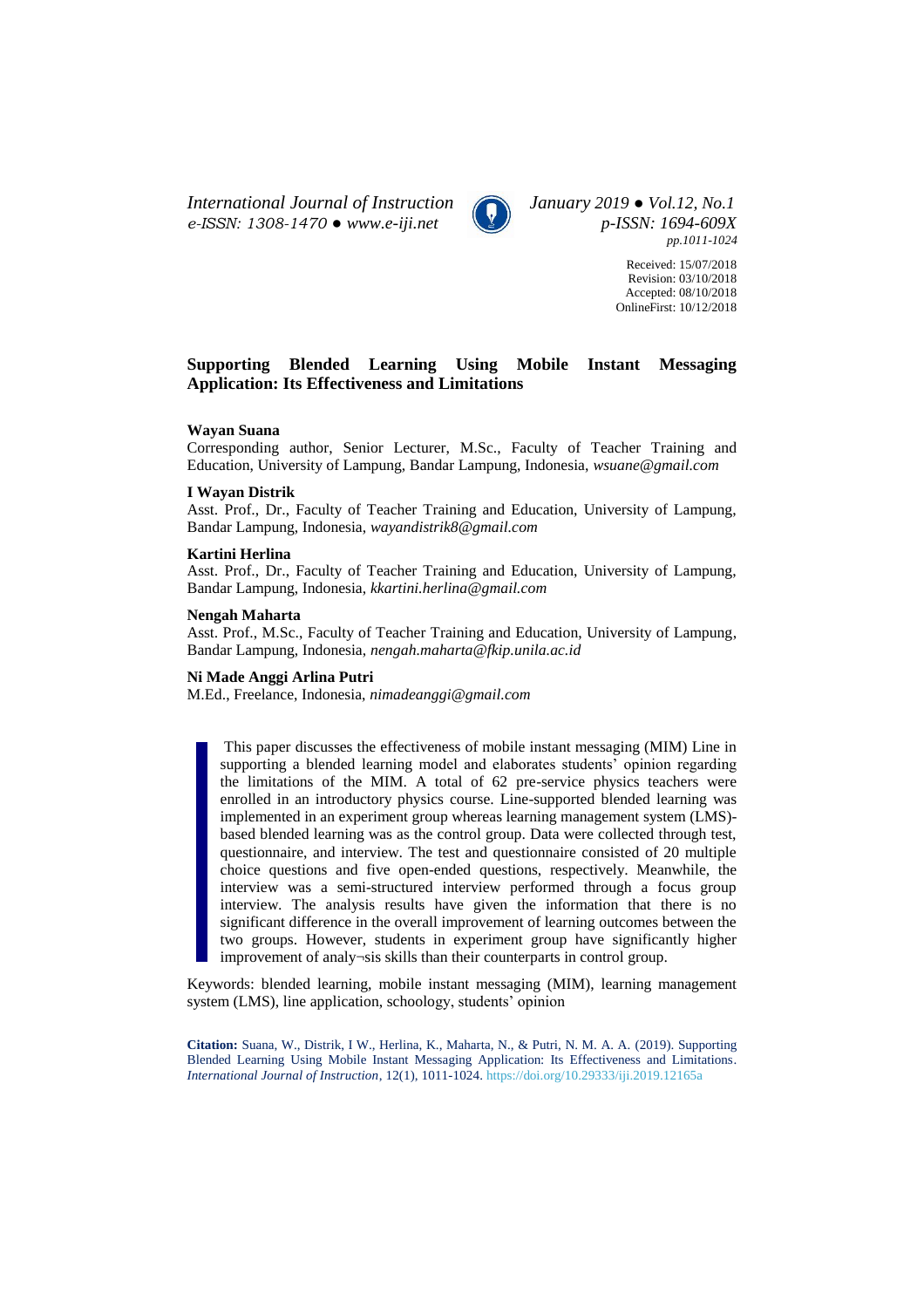Received: 15/07/2018
Revision: 03/10/2018
Accepted: 08/10/2018
OnlineFirst: 10/12/2018

# Supporting Blended Learning Using Mobile Instant Messaging Application: Its Effectiveness and Limitations

**Wayan Suana**
Corresponding author, Senior Lecturer, M.Sc., Faculty of Teacher Training and Education, University of Lampung, Bandar Lampung, Indonesia, *wsuane@gmail.com*

**I Wayan Distrik**
Asst. Prof., Dr., Faculty of Teacher Training and Education, University of Lampung, Bandar Lampung, Indonesia, *wayandistrik8@gmail.com*

**Kartini Herlina**
Asst. Prof., Dr., Faculty of Teacher Training and Education, University of Lampung, Bandar Lampung, Indonesia, *kkartini.herlina@gmail.com*

**Nengah Maharta**
Asst. Prof., M.Sc., Faculty of Teacher Training and Education, University of Lampung, Bandar Lampung, Indonesia, *nengah.maharta@fkip.unila.ac.id*

**Ni Made Anggi Arlina Putri**
M.Ed., Freelance, Indonesia, *nimadeanggi@gmail.com*

This paper discusses the effectiveness of mobile instant messaging (MIM) Line in supporting a blended learning model and elaborates students' opinion regarding the limitations of the MIM. A total of 62 pre-service physics teachers were enrolled in an introductory physics course. Line-supported blended learning was implemented in an experiment group whereas learning management system (LMS)-based blended learning was as the control group. Data were collected through test, questionnaire, and interview. The test and questionnaire consisted of 20 multiple choice questions and five open-ended questions, respectively. Meanwhile, the interview was a semi-structured interview performed through a focus group interview. The analysis results have given the information that there is no significant difference in the overall improvement of learning outcomes between the two groups. However, students in experiment group have significantly higher improvement of analy¬sis skills than their counterparts in control group.

Keywords: blended learning, mobile instant messaging (MIM), learning management system (LMS), line application, schoology, students' opinion

**Citation:** Suana, W., Distrik, I W., Herlina, K., Maharta, N., & Putri, N. M. A. A. (2019). Supporting Blended Learning Using Mobile Instant Messaging Application: Its Effectiveness and Limitations. *International Journal of Instruction*, 12(1), 1011-1024. https://doi.org/10.29333/iji.2019.12165a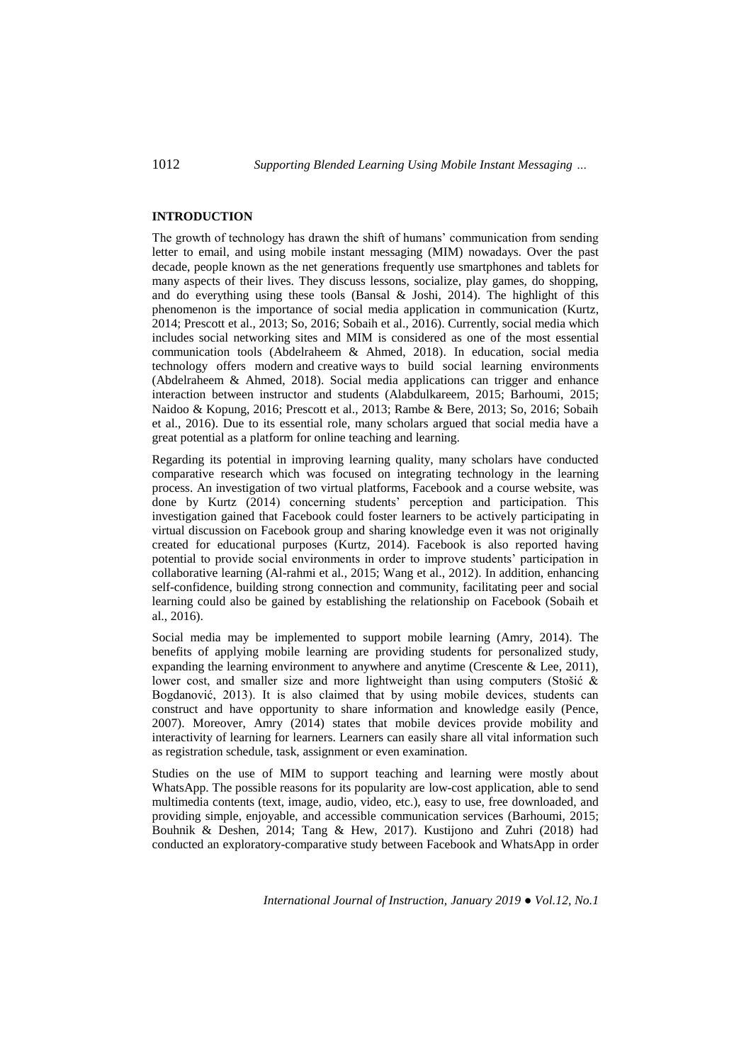## INTRODUCTION

The growth of technology has drawn the shift of humans' communication from sending letter to email, and using mobile instant messaging (MIM) nowadays. Over the past decade, people known as the net generations frequently use smartphones and tablets for many aspects of their lives. They discuss lessons, socialize, play games, do shopping, and do everything using these tools (Bansal & Joshi, 2014). The highlight of this phenomenon is the importance of social media application in communication (Kurtz, 2014; Prescott et al., 2013; So, 2016; Sobaih et al., 2016). Currently, social media which includes social networking sites and MIM is considered as one of the most essential communication tools (Abdelraheem & Ahmed, 2018). In education, social media technology offers modern and creative ways to build social learning environments (Abdelraheem & Ahmed, 2018). Social media applications can trigger and enhance interaction between instructor and students (Alabdulkareem, 2015; Barhoumi, 2015; Naidoo & Kopung, 2016; Prescott et al., 2013; Rambe & Bere, 2013; So, 2016; Sobaih et al., 2016). Due to its essential role, many scholars argued that social media have a great potential as a platform for online teaching and learning.

Regarding its potential in improving learning quality, many scholars have conducted comparative research which was focused on integrating technology in the learning process. An investigation of two virtual platforms, Facebook and a course website, was done by Kurtz (2014) concerning students' perception and participation. This investigation gained that Facebook could foster learners to be actively participating in virtual discussion on Facebook group and sharing knowledge even it was not originally created for educational purposes (Kurtz, 2014). Facebook is also reported having potential to provide social environments in order to improve students' participation in collaborative learning (Al-rahmi et al., 2015; Wang et al., 2012). In addition, enhancing self-confidence, building strong connection and community, facilitating peer and social learning could also be gained by establishing the relationship on Facebook (Sobaih et al., 2016).

Social media may be implemented to support mobile learning (Amry, 2014). The benefits of applying mobile learning are providing students for personalized study, expanding the learning environment to anywhere and anytime (Crescente & Lee, 2011), lower cost, and smaller size and more lightweight than using computers (Stošić & Bogdanović, 2013). It is also claimed that by using mobile devices, students can construct and have opportunity to share information and knowledge easily (Pence, 2007). Moreover, Amry (2014) states that mobile devices provide mobility and interactivity of learning for learners. Learners can easily share all vital information such as registration schedule, task, assignment or even examination.

Studies on the use of MIM to support teaching and learning were mostly about WhatsApp. The possible reasons for its popularity are low-cost application, able to send multimedia contents (text, image, audio, video, etc.), easy to use, free downloaded, and providing simple, enjoyable, and accessible communication services (Barhoumi, 2015; Bouhnik & Deshen, 2014; Tang & Hew, 2017). Kustijono and Zuhri (2018) had conducted an exploratory-comparative study between Facebook and WhatsApp in order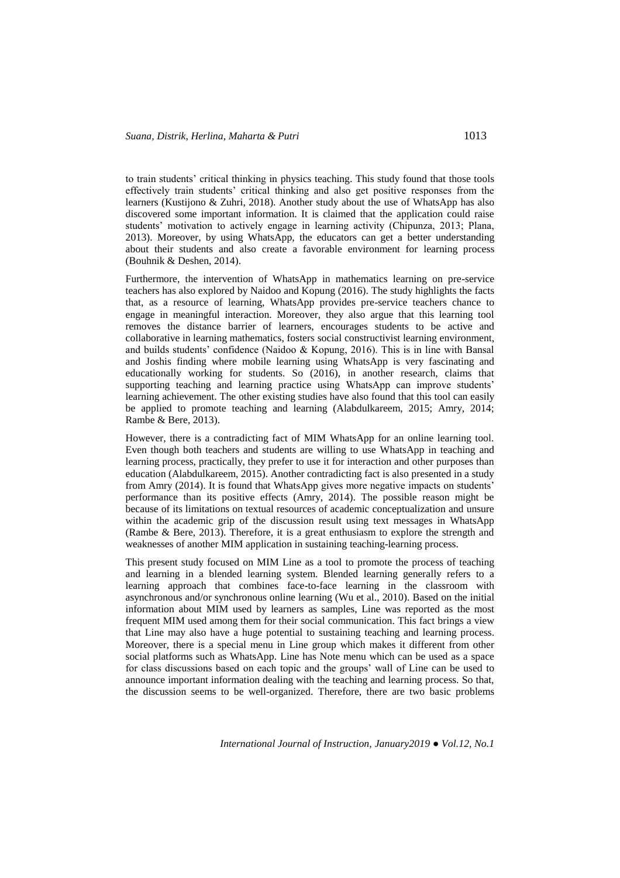to train students' critical thinking in physics teaching. This study found that those tools effectively train students' critical thinking and also get positive responses from the learners (Kustijono & Zuhri, 2018). Another study about the use of WhatsApp has also discovered some important information. It is claimed that the application could raise students' motivation to actively engage in learning activity (Chipunza, 2013; Plana, 2013). Moreover, by using WhatsApp, the educators can get a better understanding about their students and also create a favorable environment for learning process (Bouhnik & Deshen, 2014).

Furthermore, the intervention of WhatsApp in mathematics learning on pre-service teachers has also explored by Naidoo and Kopung (2016). The study highlights the facts that, as a resource of learning, WhatsApp provides pre-service teachers chance to engage in meaningful interaction. Moreover, they also argue that this learning tool removes the distance barrier of learners, encourages students to be active and collaborative in learning mathematics, fosters social constructivist learning environment, and builds students' confidence (Naidoo & Kopung, 2016). This is in line with Bansal and Joshis finding where mobile learning using WhatsApp is very fascinating and educationally working for students. So (2016), in another research, claims that supporting teaching and learning practice using WhatsApp can improve students' learning achievement. The other existing studies have also found that this tool can easily be applied to promote teaching and learning (Alabdulkareem, 2015; Amry, 2014; Rambe & Bere, 2013).

However, there is a contradicting fact of MIM WhatsApp for an online learning tool. Even though both teachers and students are willing to use WhatsApp in teaching and learning process, practically, they prefer to use it for interaction and other purposes than education (Alabdulkareem, 2015). Another contradicting fact is also presented in a study from Amry (2014). It is found that WhatsApp gives more negative impacts on students' performance than its positive effects (Amry, 2014). The possible reason might be because of its limitations on textual resources of academic conceptualization and unsure within the academic grip of the discussion result using text messages in WhatsApp (Rambe & Bere, 2013). Therefore, it is a great enthusiasm to explore the strength and weaknesses of another MIM application in sustaining teaching-learning process.

This present study focused on MIM Line as a tool to promote the process of teaching and learning in a blended learning system. Blended learning generally refers to a learning approach that combines face-to-face learning in the classroom with asynchronous and/or synchronous online learning (Wu et al., 2010). Based on the initial information about MIM used by learners as samples, Line was reported as the most frequent MIM used among them for their social communication. This fact brings a view that Line may also have a huge potential to sustaining teaching and learning process. Moreover, there is a special menu in Line group which makes it different from other social platforms such as WhatsApp. Line has Note menu which can be used as a space for class discussions based on each topic and the groups' wall of Line can be used to announce important information dealing with the teaching and learning process. So that, the discussion seems to be well-organized. Therefore, there are two basic problems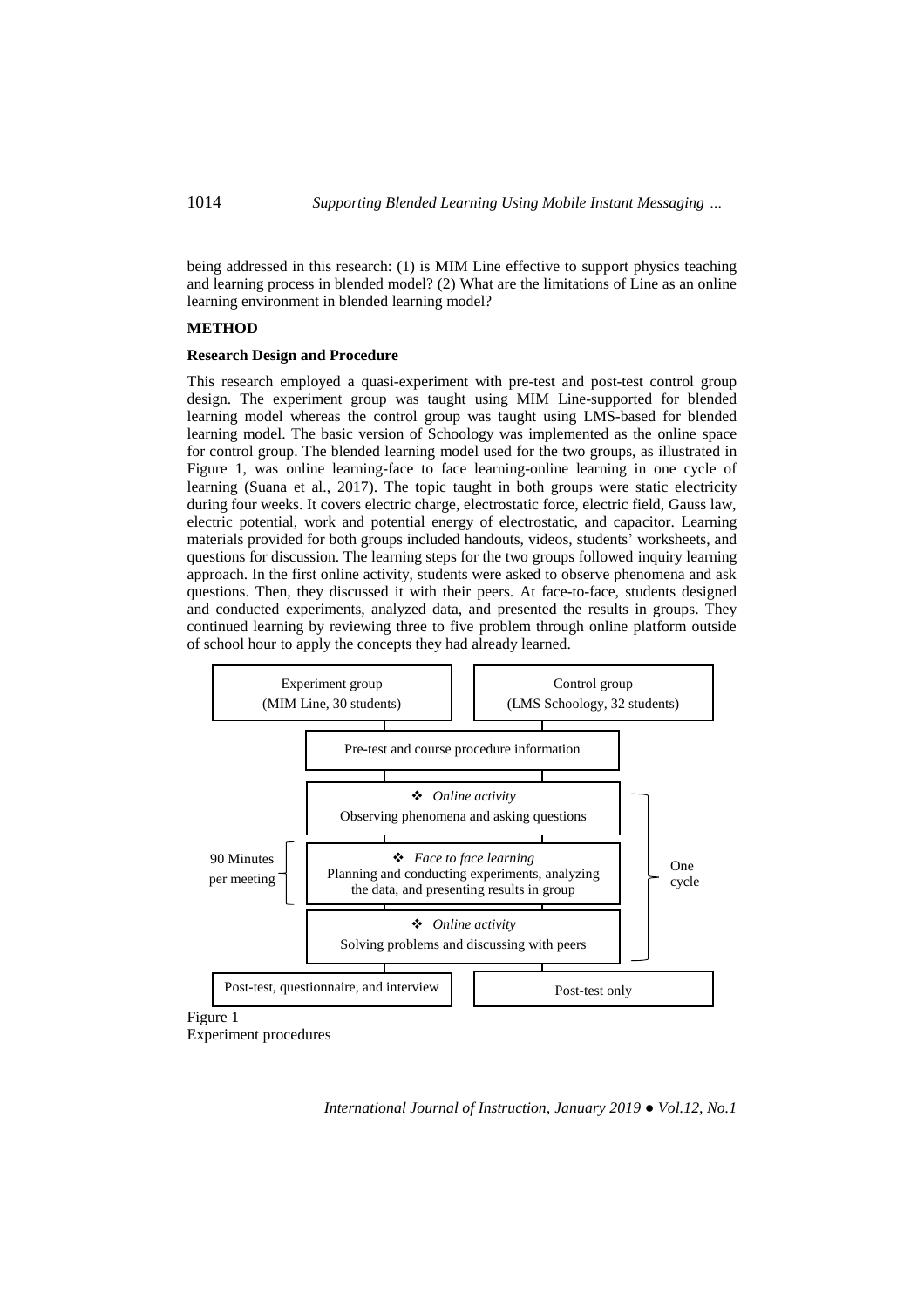being addressed in this research: (1) is MIM Line effective to support physics teaching and learning process in blended model? (2) What are the limitations of Line as an online learning environment in blended learning model?

## METHOD

### Research Design and Procedure

This research employed a quasi-experiment with pre-test and post-test control group design. The experiment group was taught using MIM Line-supported for blended learning model whereas the control group was taught using LMS-based for blended learning model. The basic version of Schoology was implemented as the online space for control group. The blended learning model used for the two groups, as illustrated in Figure 1, was online learning-face to face learning-online learning in one cycle of learning (Suana et al., 2017). The topic taught in both groups were static electricity during four weeks. It covers electric charge, electrostatic force, electric field, Gauss law, electric potential, work and potential energy of electrostatic, and capacitor. Learning materials provided for both groups included handouts, videos, students' worksheets, and questions for discussion. The learning steps for the two groups followed inquiry learning approach. In the first online activity, students were asked to observe phenomena and ask questions. Then, they discussed it with their peers. At face-to-face, students designed and conducted experiments, analyzed data, and presented the results in groups. They continued learning by reviewing three to five problem through online platform outside of school hour to apply the concepts they had already learned.

Experiment group (MIM Line, 30 students) | Control group (LMS Schoology, 32 students)

Pre-test and course procedure information

One cycle:

- ❖ *Online activity*
  Observing phenomena and asking questions
- ❖ *Face to face learning* (90 Minutes per meeting)
  Planning and conducting experiments, analyzing the data, and presenting results in group
- ❖ *Online activity*
  Solving problems and discussing with peers

Post-test, questionnaire, and interview | Post-test only

Figure 1
Experiment procedures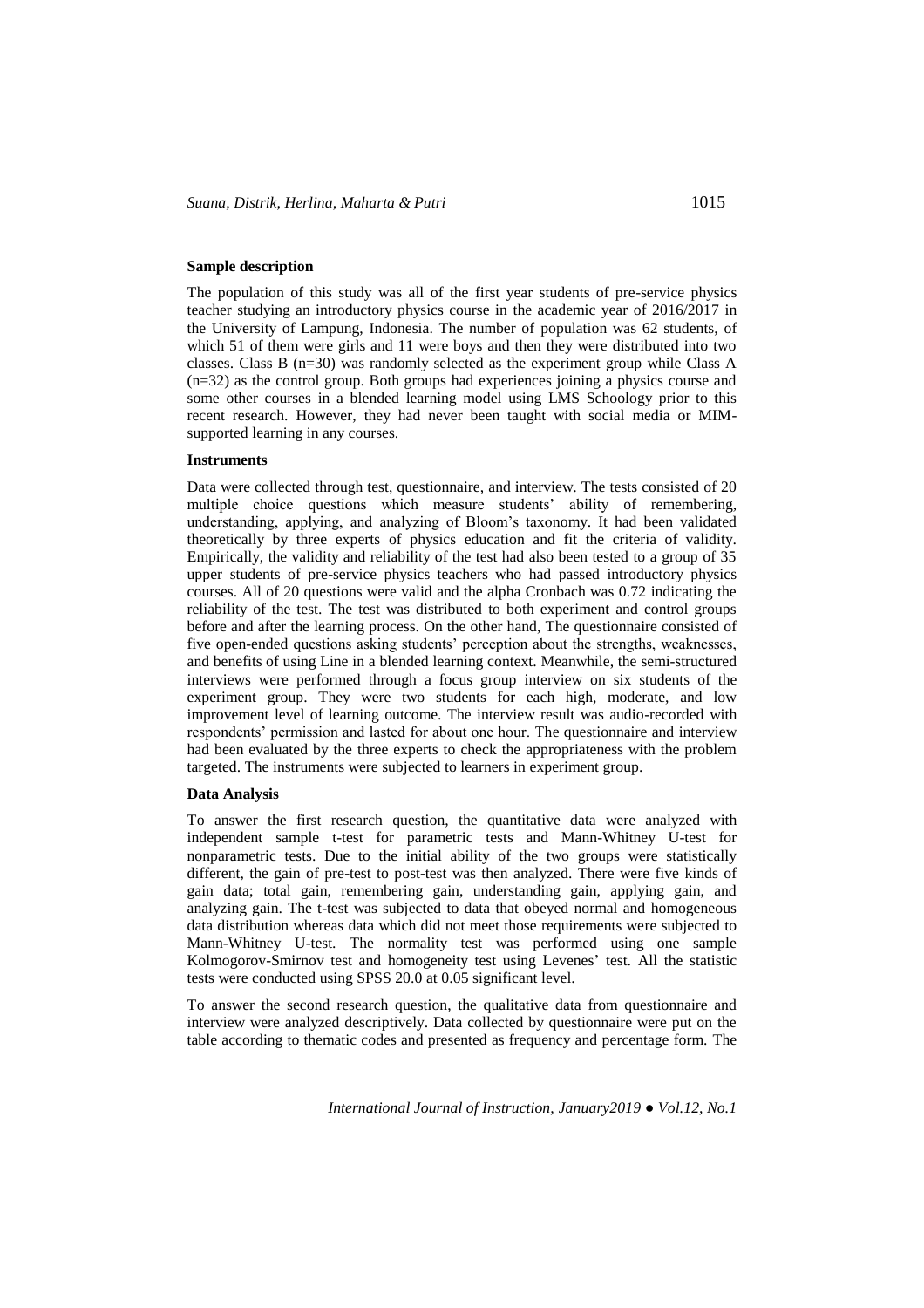**Sample description**

The population of this study was all of the first year students of pre-service physics teacher studying an introductory physics course in the academic year of 2016/2017 in the University of Lampung, Indonesia. The number of population was 62 students, of which 51 of them were girls and 11 were boys and then they were distributed into two classes. Class B (n=30) was randomly selected as the experiment group while Class A (n=32) as the control group. Both groups had experiences joining a physics course and some other courses in a blended learning model using LMS Schoology prior to this recent research. However, they had never been taught with social media or MIM-supported learning in any courses.

**Instruments**

Data were collected through test, questionnaire, and interview. The tests consisted of 20 multiple choice questions which measure students' ability of remembering, understanding, applying, and analyzing of Bloom's taxonomy. It had been validated theoretically by three experts of physics education and fit the criteria of validity. Empirically, the validity and reliability of the test had also been tested to a group of 35 upper students of pre-service physics teachers who had passed introductory physics courses. All of 20 questions were valid and the alpha Cronbach was 0.72 indicating the reliability of the test. The test was distributed to both experiment and control groups before and after the learning process. On the other hand, The questionnaire consisted of five open-ended questions asking students' perception about the strengths, weaknesses, and benefits of using Line in a blended learning context. Meanwhile, the semi-structured interviews were performed through a focus group interview on six students of the experiment group. They were two students for each high, moderate, and low improvement level of learning outcome. The interview result was audio-recorded with respondents' permission and lasted for about one hour. The questionnaire and interview had been evaluated by the three experts to check the appropriateness with the problem targeted. The instruments were subjected to learners in experiment group.

**Data Analysis**

To answer the first research question, the quantitative data were analyzed with independent sample t-test for parametric tests and Mann-Whitney U-test for nonparametric tests. Due to the initial ability of the two groups were statistically different, the gain of pre-test to post-test was then analyzed. There were five kinds of gain data; total gain, remembering gain, understanding gain, applying gain, and analyzing gain. The t-test was subjected to data that obeyed normal and homogeneous data distribution whereas data which did not meet those requirements were subjected to Mann-Whitney U-test. The normality test was performed using one sample Kolmogorov-Smirnov test and homogeneity test using Levenes' test. All the statistic tests were conducted using SPSS 20.0 at 0.05 significant level.

To answer the second research question, the qualitative data from questionnaire and interview were analyzed descriptively. Data collected by questionnaire were put on the table according to thematic codes and presented as frequency and percentage form. The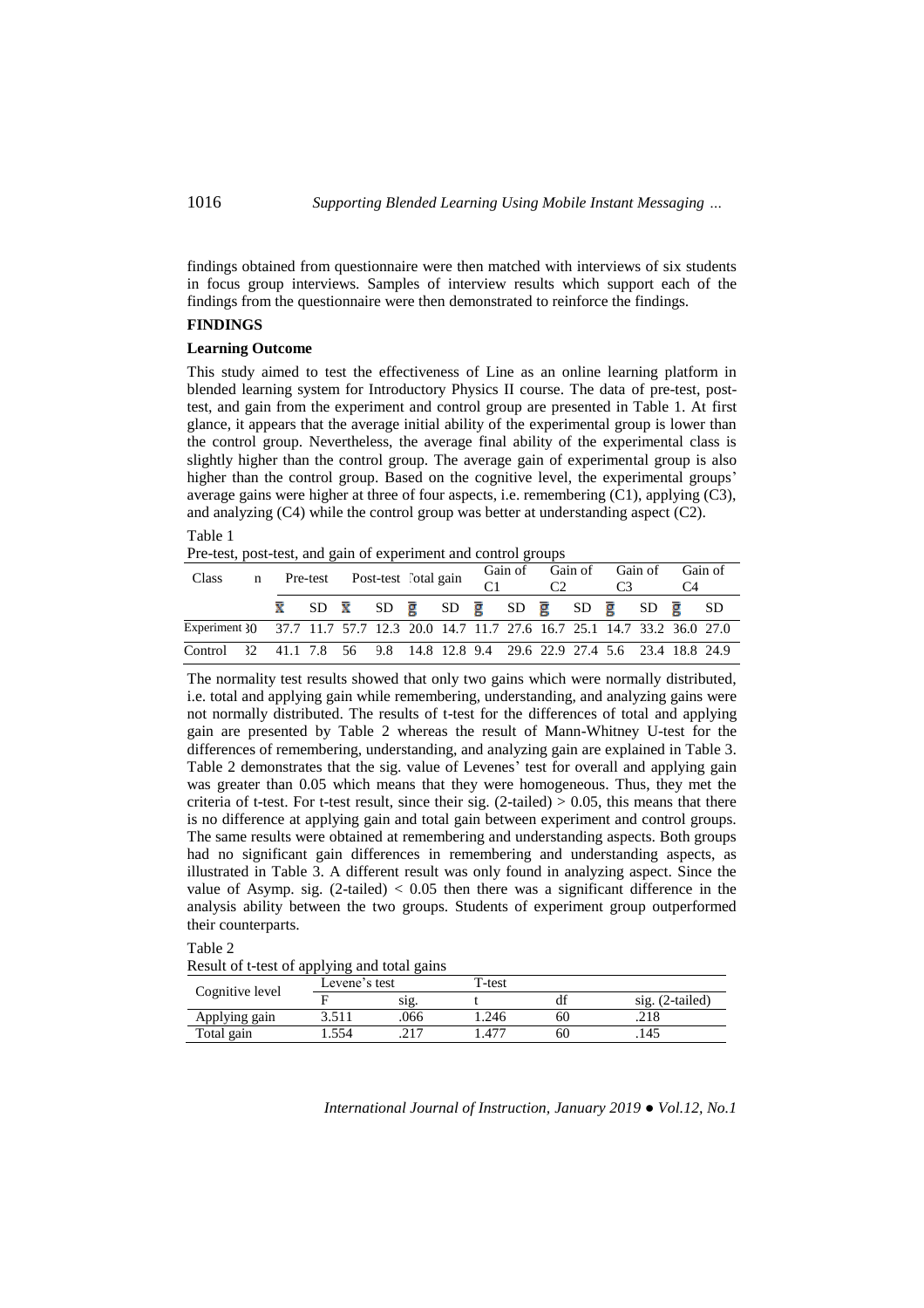findings obtained from questionnaire were then matched with interviews of six students in focus group interviews. Samples of interview results which support each of the findings from the questionnaire were then demonstrated to reinforce the findings.

## FINDINGS

### Learning Outcome

This study aimed to test the effectiveness of Line as an online learning platform in blended learning system for Introductory Physics II course. The data of pre-test, post-test, and gain from the experiment and control group are presented in Table 1. At first glance, it appears that the average initial ability of the experimental group is lower than the control group. Nevertheless, the average final ability of the experimental class is slightly higher than the control group. The average gain of experimental group is also higher than the control group. Based on the cognitive level, the experimental groups' average gains were higher at three of four aspects, i.e. remembering (C1), applying (C3), and analyzing (C4) while the control group was better at understanding aspect (C2).

Table 1
Pre-test, post-test, and gain of experiment and control groups

| Class | n | Pre-test | | Post-test | | Total gain | | Gain of C1 | | Gain of C2 | | Gain of C3 | | Gain of C4 | |
|---|---|---|---|---|---|---|---|---|---|---|---|---|---|---|---|
| | | $\bar{x}$ | SD | $\bar{x}$ | SD | $\bar{g}$ | SD | $\bar{g}$ | SD | $\bar{g}$ | SD | $\bar{g}$ | SD | $\bar{g}$ | SD |
| Experiment | 30 | 37.7 | 11.7 | 57.7 | 12.3 | 20.0 | 14.7 | 11.7 | 27.6 | 16.7 | 25.1 | 14.7 | 33.2 | 36.0 | 27.0 |
| Control | 32 | 41.1 | 7.8 | 56 | 9.8 | 14.8 | 12.8 | 9.4 | 29.6 | 22.9 | 27.4 | 5.6 | 23.4 | 18.8 | 24.9 |

The normality test results showed that only two gains which were normally distributed, i.e. total and applying gain while remembering, understanding, and analyzing gains were not normally distributed. The results of t-test for the differences of total and applying gain are presented by Table 2 whereas the result of Mann-Whitney U-test for the differences of remembering, understanding, and analyzing gain are explained in Table 3. Table 2 demonstrates that the sig. value of Levenes' test for overall and applying gain was greater than 0.05 which means that they were homogeneous. Thus, they met the criteria of t-test. For t-test result, since their sig. (2-tailed) $> 0.05$, this means that there is no difference at applying gain and total gain between experiment and control groups. The same results were obtained at remembering and understanding aspects. Both groups had no significant gain differences in remembering and understanding aspects, as illustrated in Table 3. A different result was only found in analyzing aspect. Since the value of Asymp. sig. (2-tailed) $< 0.05$ then there was a significant difference in the analysis ability between the two groups. Students of experiment group outperformed their counterparts.

Table 2
Result of t-test of applying and total gains

| Cognitive level | Levene's test | | T-test | | |
|---|---|---|---|---|---|
| | F | sig. | t | df | sig. (2-tailed) |
| Applying gain | 3.511 | .066 | 1.246 | 60 | .218 |
| Total gain | 1.554 | .217 | 1.477 | 60 | .145 |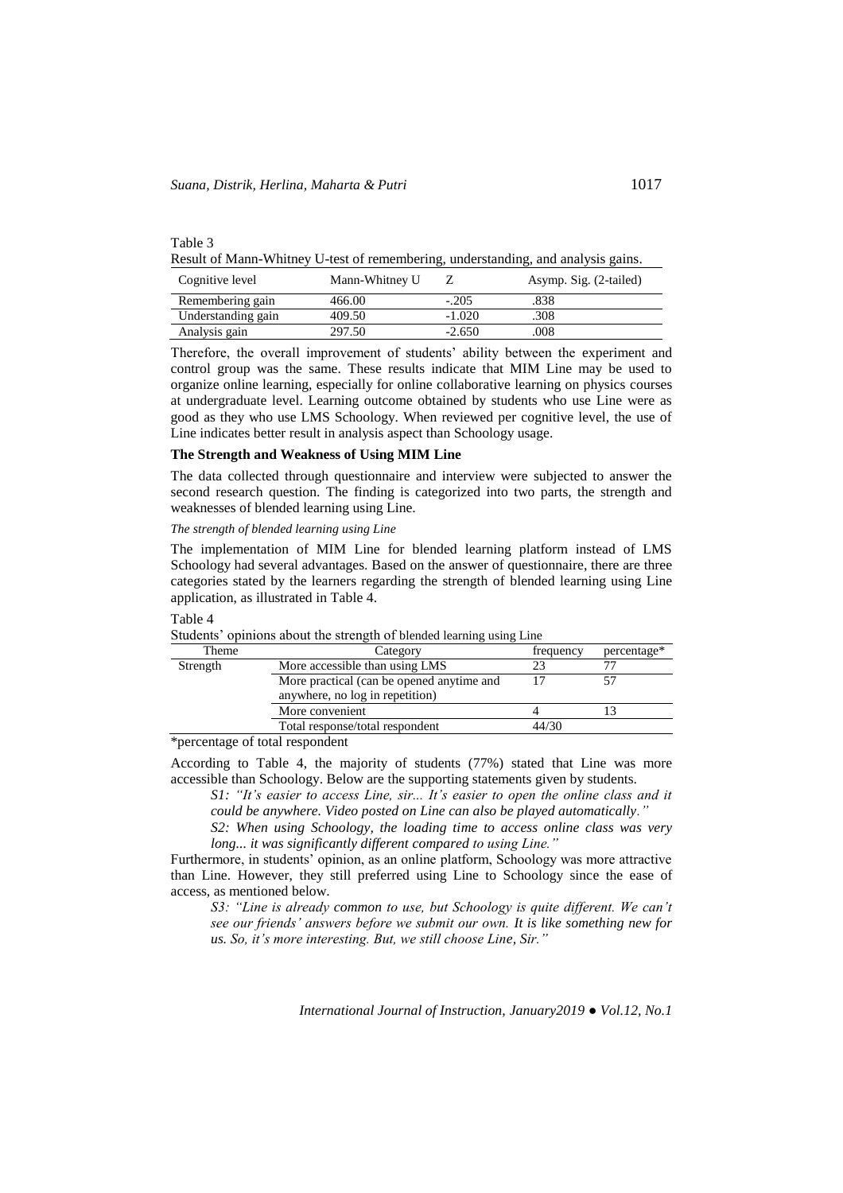Table 3

Result of Mann-Whitney U-test of remembering, understanding, and analysis gains.

| Cognitive level | Mann-Whitney U | Z | Asymp. Sig. (2-tailed) |
|---|---|---|---|
| Remembering gain | 466.00 | -.205 | .838 |
| Understanding gain | 409.50 | -1.020 | .308 |
| Analysis gain | 297.50 | -2.650 | .008 |

Therefore, the overall improvement of students' ability between the experiment and control group was the same. These results indicate that MIM Line may be used to organize online learning, especially for online collaborative learning on physics courses at undergraduate level. Learning outcome obtained by students who use Line were as good as they who use LMS Schoology. When reviewed per cognitive level, the use of Line indicates better result in analysis aspect than Schoology usage.

**The Strength and Weakness of Using MIM Line**

The data collected through questionnaire and interview were subjected to answer the second research question. The finding is categorized into two parts, the strength and weaknesses of blended learning using Line.

*The strength of blended learning using Line*

The implementation of MIM Line for blended learning platform instead of LMS Schoology had several advantages. Based on the answer of questionnaire, there are three categories stated by the learners regarding the strength of blended learning using Line application, as illustrated in Table 4.

Table 4

Students' opinions about the strength of blended learning using Line

| Theme | Category | frequency | percentage* |
|---|---|---|---|
| Strength | More accessible than using LMS | 23 | 77 |
| | More practical (can be opened anytime and anywhere, no log in repetition) | 17 | 57 |
| | More convenient | 4 | 13 |
| | Total response/total respondent | 44/30 | |

*percentage of total respondent

According to Table 4, the majority of students (77%) stated that Line was more accessible than Schoology. Below are the supporting statements given by students.

*S1: "It's easier to access Line, sir... It's easier to open the online class and it could be anywhere. Video posted on Line can also be played automatically."*

*S2: When using Schoology, the loading time to access online class was very long... it was significantly different compared to using Line."*

Furthermore, in students' opinion, as an online platform, Schoology was more attractive than Line. However, they still preferred using Line to Schoology since the ease of access, as mentioned below.

*S3: "Line is already common to use, but Schoology is quite different. We can't see our friends' answers before we submit our own. It is like something new for us. So, it's more interesting. But, we still choose Line, Sir."*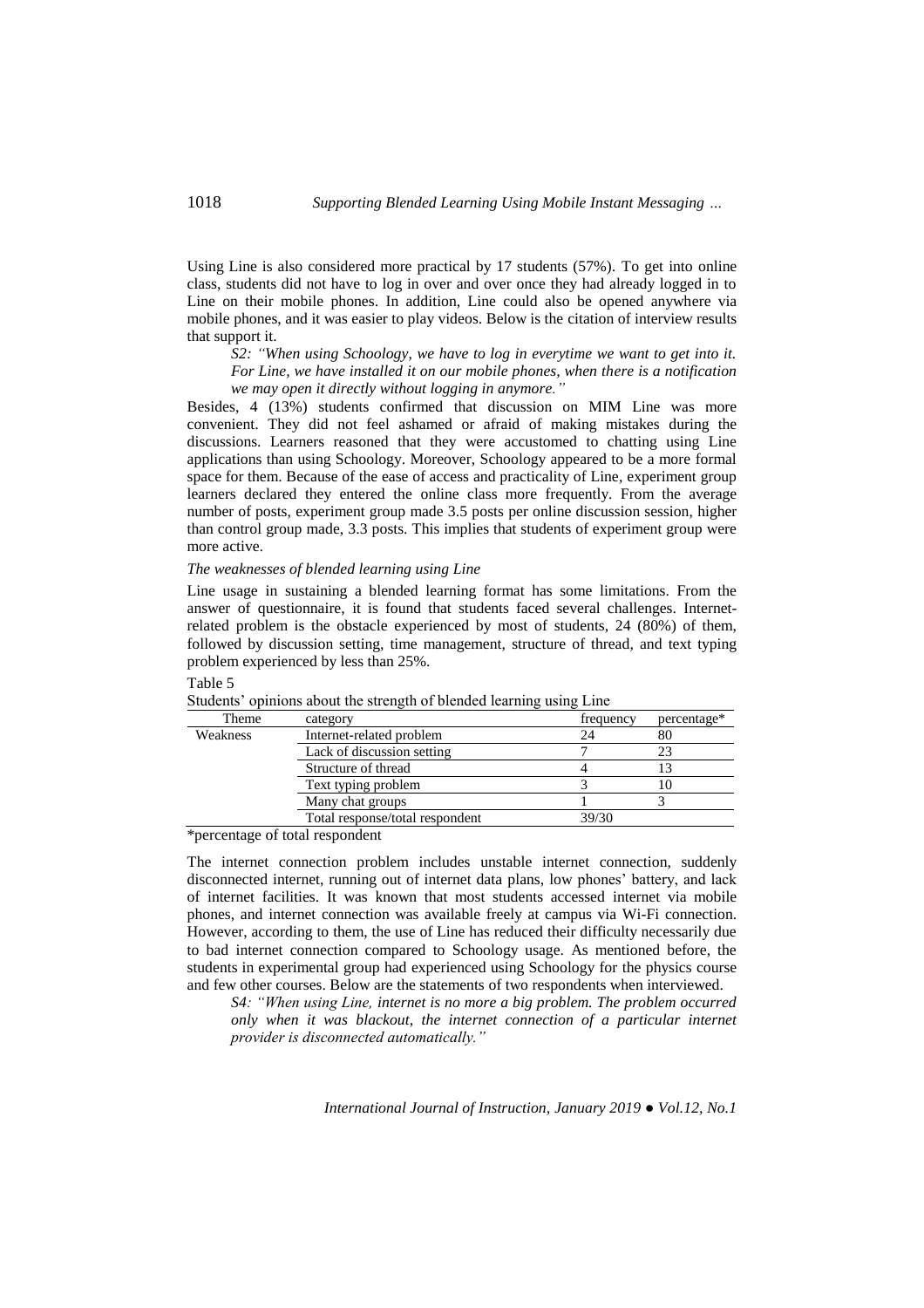Using Line is also considered more practical by 17 students (57%). To get into online class, students did not have to log in over and over once they had already logged in to Line on their mobile phones. In addition, Line could also be opened anywhere via mobile phones, and it was easier to play videos. Below is the citation of interview results that support it.

> *S2: "When using Schoology, we have to log in everytime we want to get into it. For Line, we have installed it on our mobile phones, when there is a notification we may open it directly without logging in anymore."*

Besides, 4 (13%) students confirmed that discussion on MIM Line was more convenient. They did not feel ashamed or afraid of making mistakes during the discussions. Learners reasoned that they were accustomed to chatting using Line applications than using Schoology. Moreover, Schoology appeared to be a more formal space for them. Because of the ease of access and practicality of Line, experiment group learners declared they entered the online class more frequently. From the average number of posts, experiment group made 3.5 posts per online discussion session, higher than control group made, 3.3 posts. This implies that students of experiment group were more active.

*The weaknesses of blended learning using Line*

Line usage in sustaining a blended learning format has some limitations. From the answer of questionnaire, it is found that students faced several challenges. Internet-related problem is the obstacle experienced by most of students, 24 (80%) of them, followed by discussion setting, time management, structure of thread, and text typing problem experienced by less than 25%.

Table 5
Students' opinions about the strength of blended learning using Line

| Theme | category | frequency | percentage* |
|---|---|---|---|
| Weakness | Internet-related problem | 24 | 80 |
| | Lack of discussion setting | 7 | 23 |
| | Structure of thread | 4 | 13 |
| | Text typing problem | 3 | 10 |
| | Many chat groups | 1 | 3 |
| | Total response/total respondent | 39/30 | |

*percentage of total respondent

The internet connection problem includes unstable internet connection, suddenly disconnected internet, running out of internet data plans, low phones' battery, and lack of internet facilities. It was known that most students accessed internet via mobile phones, and internet connection was available freely at campus via Wi-Fi connection. However, according to them, the use of Line has reduced their difficulty necessarily due to bad internet connection compared to Schoology usage. As mentioned before, the students in experimental group had experienced using Schoology for the physics course and few other courses. Below are the statements of two respondents when interviewed.

> *S4: "When using Line, internet is no more a big problem. The problem occurred only when it was blackout, the internet connection of a particular internet provider is disconnected automatically."*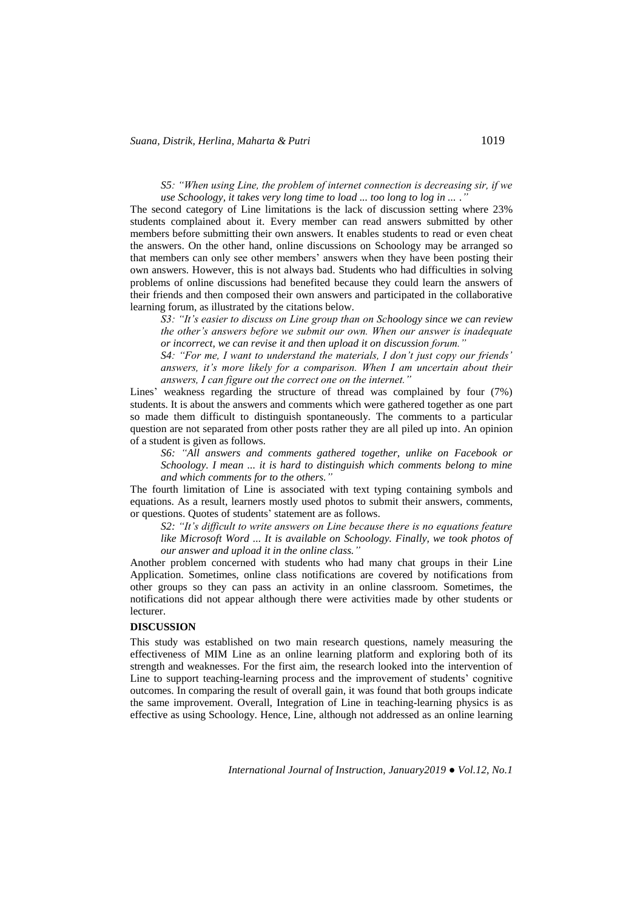*S5: "When using Line, the problem of internet connection is decreasing sir, if we use Schoology, it takes very long time to load ... too long to log in ... ."*

The second category of Line limitations is the lack of discussion setting where 23% students complained about it. Every member can read answers submitted by other members before submitting their own answers. It enables students to read or even cheat the answers. On the other hand, online discussions on Schoology may be arranged so that members can only see other members' answers when they have been posting their own answers. However, this is not always bad. Students who had difficulties in solving problems of online discussions had benefited because they could learn the answers of their friends and then composed their own answers and participated in the collaborative learning forum, as illustrated by the citations below.

*S3: "It's easier to discuss on Line group than on Schoology since we can review the other's answers before we submit our own. When our answer is inadequate or incorrect, we can revise it and then upload it on discussion forum."*

*S4: "For me, I want to understand the materials, I don't just copy our friends' answers, it's more likely for a comparison. When I am uncertain about their answers, I can figure out the correct one on the internet."*

Lines' weakness regarding the structure of thread was complained by four (7%) students. It is about the answers and comments which were gathered together as one part so made them difficult to distinguish spontaneously. The comments to a particular question are not separated from other posts rather they are all piled up into. An opinion of a student is given as follows.

*S6: "All answers and comments gathered together, unlike on Facebook or Schoology. I mean ... it is hard to distinguish which comments belong to mine and which comments for to the others."*

The fourth limitation of Line is associated with text typing containing symbols and equations. As a result, learners mostly used photos to submit their answers, comments, or questions. Quotes of students' statement are as follows.

*S2: "It's difficult to write answers on Line because there is no equations feature like Microsoft Word ... It is available on Schoology. Finally, we took photos of our answer and upload it in the online class."*

Another problem concerned with students who had many chat groups in their Line Application. Sometimes, online class notifications are covered by notifications from other groups so they can pass an activity in an online classroom. Sometimes, the notifications did not appear although there were activities made by other students or lecturer.

## DISCUSSION

This study was established on two main research questions, namely measuring the effectiveness of MIM Line as an online learning platform and exploring both of its strength and weaknesses. For the first aim, the research looked into the intervention of Line to support teaching-learning process and the improvement of students' cognitive outcomes. In comparing the result of overall gain, it was found that both groups indicate the same improvement. Overall, Integration of Line in teaching-learning physics is as effective as using Schoology. Hence, Line, although not addressed as an online learning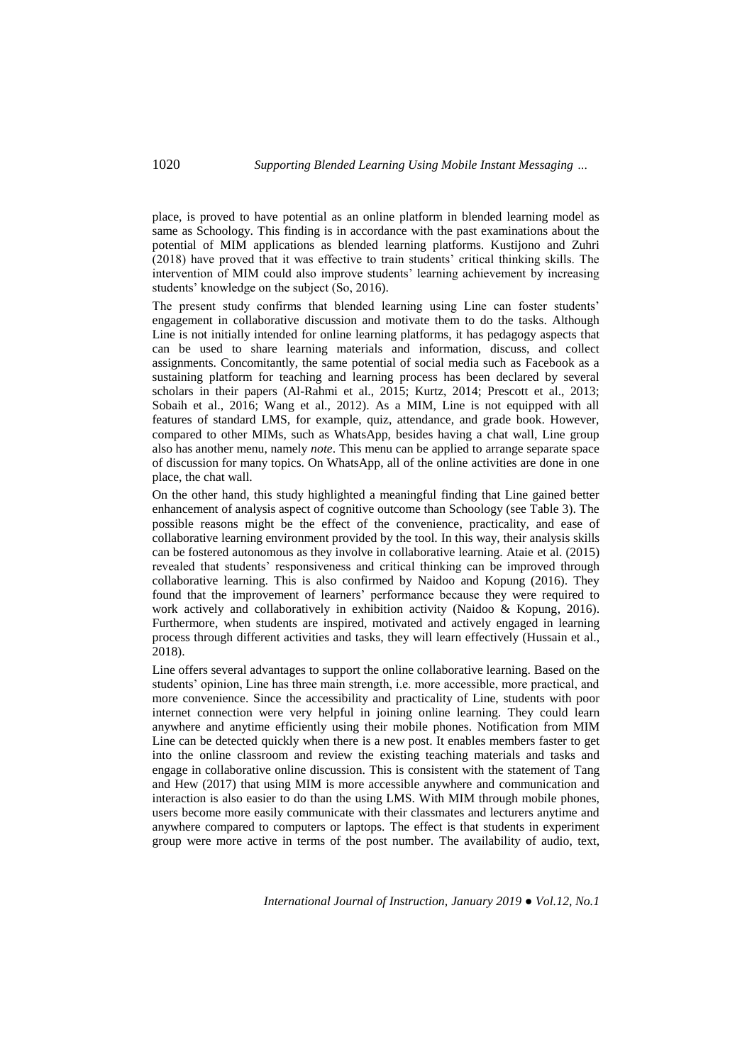place, is proved to have potential as an online platform in blended learning model as same as Schoology. This finding is in accordance with the past examinations about the potential of MIM applications as blended learning platforms. Kustijono and Zuhri (2018) have proved that it was effective to train students' critical thinking skills. The intervention of MIM could also improve students' learning achievement by increasing students' knowledge on the subject (So, 2016).

The present study confirms that blended learning using Line can foster students' engagement in collaborative discussion and motivate them to do the tasks. Although Line is not initially intended for online learning platforms, it has pedagogy aspects that can be used to share learning materials and information, discuss, and collect assignments. Concomitantly, the same potential of social media such as Facebook as a sustaining platform for teaching and learning process has been declared by several scholars in their papers (Al-Rahmi et al., 2015; Kurtz, 2014; Prescott et al., 2013; Sobaih et al., 2016; Wang et al., 2012). As a MIM, Line is not equipped with all features of standard LMS, for example, quiz, attendance, and grade book. However, compared to other MIMs, such as WhatsApp, besides having a chat wall, Line group also has another menu, namely *note*. This menu can be applied to arrange separate space of discussion for many topics. On WhatsApp, all of the online activities are done in one place, the chat wall.

On the other hand, this study highlighted a meaningful finding that Line gained better enhancement of analysis aspect of cognitive outcome than Schoology (see Table 3). The possible reasons might be the effect of the convenience, practicality, and ease of collaborative learning environment provided by the tool. In this way, their analysis skills can be fostered autonomous as they involve in collaborative learning. Ataie et al. (2015) revealed that students' responsiveness and critical thinking can be improved through collaborative learning. This is also confirmed by Naidoo and Kopung (2016). They found that the improvement of learners' performance because they were required to work actively and collaboratively in exhibition activity (Naidoo & Kopung, 2016). Furthermore, when students are inspired, motivated and actively engaged in learning process through different activities and tasks, they will learn effectively (Hussain et al., 2018).

Line offers several advantages to support the online collaborative learning. Based on the students' opinion, Line has three main strength, i.e. more accessible, more practical, and more convenience. Since the accessibility and practicality of Line, students with poor internet connection were very helpful in joining online learning. They could learn anywhere and anytime efficiently using their mobile phones. Notification from MIM Line can be detected quickly when there is a new post. It enables members faster to get into the online classroom and review the existing teaching materials and tasks and engage in collaborative online discussion. This is consistent with the statement of Tang and Hew (2017) that using MIM is more accessible anywhere and communication and interaction is also easier to do than the using LMS. With MIM through mobile phones, users become more easily communicate with their classmates and lecturers anytime and anywhere compared to computers or laptops. The effect is that students in experiment group were more active in terms of the post number. The availability of audio, text,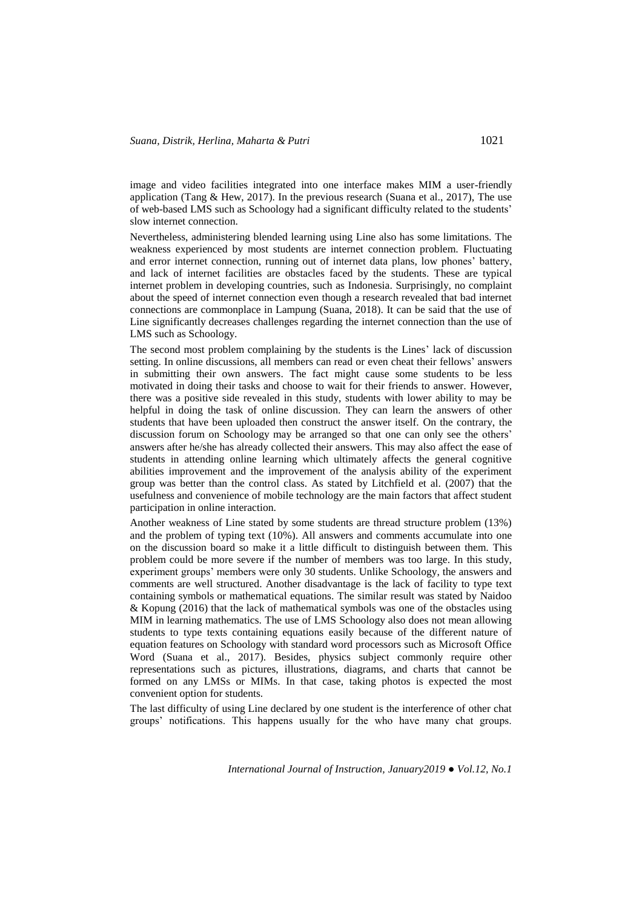image and video facilities integrated into one interface makes MIM a user-friendly application (Tang & Hew, 2017). In the previous research (Suana et al., 2017), The use of web-based LMS such as Schoology had a significant difficulty related to the students' slow internet connection.

Nevertheless, administering blended learning using Line also has some limitations. The weakness experienced by most students are internet connection problem. Fluctuating and error internet connection, running out of internet data plans, low phones' battery, and lack of internet facilities are obstacles faced by the students. These are typical internet problem in developing countries, such as Indonesia. Surprisingly, no complaint about the speed of internet connection even though a research revealed that bad internet connections are commonplace in Lampung (Suana, 2018). It can be said that the use of Line significantly decreases challenges regarding the internet connection than the use of LMS such as Schoology.

The second most problem complaining by the students is the Lines' lack of discussion setting. In online discussions, all members can read or even cheat their fellows' answers in submitting their own answers. The fact might cause some students to be less motivated in doing their tasks and choose to wait for their friends to answer. However, there was a positive side revealed in this study, students with lower ability to may be helpful in doing the task of online discussion. They can learn the answers of other students that have been uploaded then construct the answer itself. On the contrary, the discussion forum on Schoology may be arranged so that one can only see the others' answers after he/she has already collected their answers. This may also affect the ease of students in attending online learning which ultimately affects the general cognitive abilities improvement and the improvement of the analysis ability of the experiment group was better than the control class. As stated by Litchfield et al. (2007) that the usefulness and convenience of mobile technology are the main factors that affect student participation in online interaction.

Another weakness of Line stated by some students are thread structure problem (13%) and the problem of typing text (10%). All answers and comments accumulate into one on the discussion board so make it a little difficult to distinguish between them. This problem could be more severe if the number of members was too large. In this study, experiment groups' members were only 30 students. Unlike Schoology, the answers and comments are well structured. Another disadvantage is the lack of facility to type text containing symbols or mathematical equations. The similar result was stated by Naidoo & Kopung (2016) that the lack of mathematical symbols was one of the obstacles using MIM in learning mathematics. The use of LMS Schoology also does not mean allowing students to type texts containing equations easily because of the different nature of equation features on Schoology with standard word processors such as Microsoft Office Word (Suana et al., 2017). Besides, physics subject commonly require other representations such as pictures, illustrations, diagrams, and charts that cannot be formed on any LMSs or MIMs. In that case, taking photos is expected the most convenient option for students.

The last difficulty of using Line declared by one student is the interference of other chat groups' notifications. This happens usually for the who have many chat groups.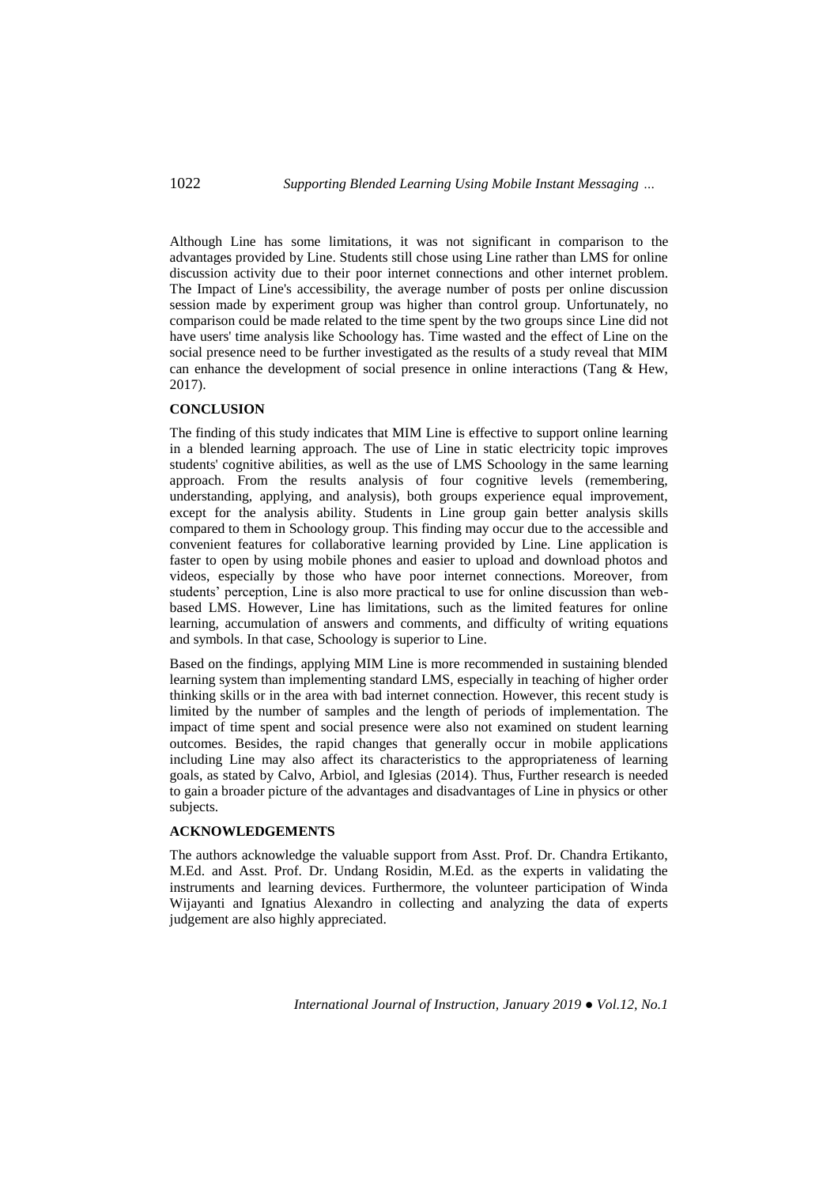Although Line has some limitations, it was not significant in comparison to the advantages provided by Line. Students still chose using Line rather than LMS for online discussion activity due to their poor internet connections and other internet problem. The Impact of Line's accessibility, the average number of posts per online discussion session made by experiment group was higher than control group. Unfortunately, no comparison could be made related to the time spent by the two groups since Line did not have users' time analysis like Schoology has. Time wasted and the effect of Line on the social presence need to be further investigated as the results of a study reveal that MIM can enhance the development of social presence in online interactions (Tang & Hew, 2017).

## CONCLUSION

The finding of this study indicates that MIM Line is effective to support online learning in a blended learning approach. The use of Line in static electricity topic improves students' cognitive abilities, as well as the use of LMS Schoology in the same learning approach. From the results analysis of four cognitive levels (remembering, understanding, applying, and analysis), both groups experience equal improvement, except for the analysis ability. Students in Line group gain better analysis skills compared to them in Schoology group. This finding may occur due to the accessible and convenient features for collaborative learning provided by Line. Line application is faster to open by using mobile phones and easier to upload and download photos and videos, especially by those who have poor internet connections. Moreover, from students' perception, Line is also more practical to use for online discussion than web-based LMS. However, Line has limitations, such as the limited features for online learning, accumulation of answers and comments, and difficulty of writing equations and symbols. In that case, Schoology is superior to Line.

Based on the findings, applying MIM Line is more recommended in sustaining blended learning system than implementing standard LMS, especially in teaching of higher order thinking skills or in the area with bad internet connection. However, this recent study is limited by the number of samples and the length of periods of implementation. The impact of time spent and social presence were also not examined on student learning outcomes. Besides, the rapid changes that generally occur in mobile applications including Line may also affect its characteristics to the appropriateness of learning goals, as stated by Calvo, Arbiol, and Iglesias (2014). Thus, Further research is needed to gain a broader picture of the advantages and disadvantages of Line in physics or other subjects.

## ACKNOWLEDGEMENTS

The authors acknowledge the valuable support from Asst. Prof. Dr. Chandra Ertikanto, M.Ed. and Asst. Prof. Dr. Undang Rosidin, M.Ed. as the experts in validating the instruments and learning devices. Furthermore, the volunteer participation of Winda Wijayanti and Ignatius Alexandro in collecting and analyzing the data of experts judgement are also highly appreciated.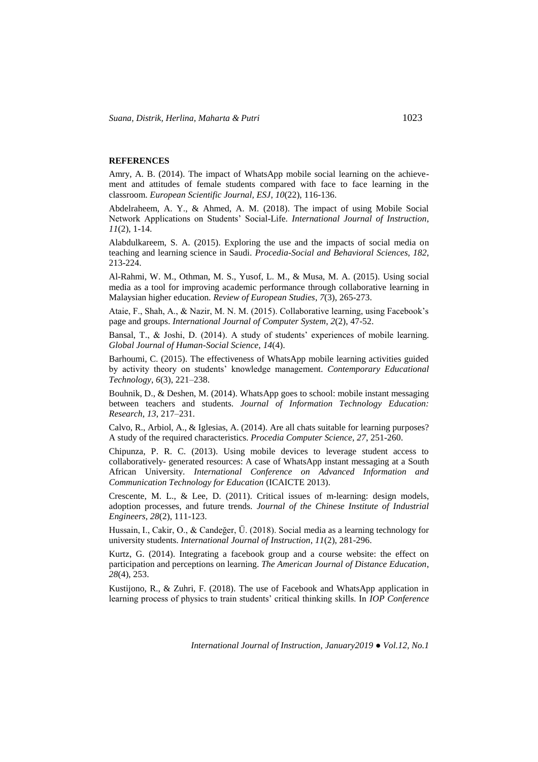**REFERENCES**

Amry, A. B. (2014). The impact of WhatsApp mobile social learning on the achievement and attitudes of female students compared with face to face learning in the classroom. *European Scientific Journal, ESJ*, *10*(22), 116-136.

Abdelraheem, A. Y., & Ahmed, A. M. (2018). The impact of using Mobile Social Network Applications on Students' Social-Life. *International Journal of Instruction*, *11*(2), 1-14.

Alabdulkareem, S. A. (2015). Exploring the use and the impacts of social media on teaching and learning science in Saudi. *Procedia-Social and Behavioral Sciences*, *182*, 213-224.

Al-Rahmi, W. M., Othman, M. S., Yusof, L. M., & Musa, M. A. (2015). Using social media as a tool for improving academic performance through collaborative learning in Malaysian higher education. *Review of European Studies*, *7*(3), 265-273.

Ataie, F., Shah, A., & Nazir, M. N. M. (2015). Collaborative learning, using Facebook's page and groups. *International Journal of Computer System*, *2*(2), 47-52.

Bansal, T., & Joshi, D. (2014). A study of students' experiences of mobile learning. *Global Journal of Human-Social Science*, *14*(4).

Barhoumi, C. (2015). The effectiveness of WhatsApp mobile learning activities guided by activity theory on students' knowledge management. *Contemporary Educational Technology*, *6*(3), 221–238.

Bouhnik, D., & Deshen, M. (2014). WhatsApp goes to school: mobile instant messaging between teachers and students. *Journal of Information Technology Education: Research*, *13*, 217–231.

Calvo, R., Arbiol, A., & Iglesias, A. (2014). Are all chats suitable for learning purposes? A study of the required characteristics. *Procedia Computer Science*, *27*, 251-260.

Chipunza, P. R. C. (2013). Using mobile devices to leverage student access to collaboratively- generated resources: A case of WhatsApp instant messaging at a South African University. *International Conference on Advanced Information and Communication Technology for Education* (ICAICTE 2013).

Crescente, M. L., & Lee, D. (2011). Critical issues of m-learning: design models, adoption processes, and future trends. *Journal of the Chinese Institute of Industrial Engineers*, *28*(2), 111-123.

Hussain, I., Cakir, O., & Candeğer, Ü. (2018). Social media as a learning technology for university students. *International Journal of Instruction*, *11*(2), 281-296.

Kurtz, G. (2014). Integrating a facebook group and a course website: the effect on participation and perceptions on learning. *The American Journal of Distance Education*, *28*(4), 253.

Kustijono, R., & Zuhri, F. (2018). The use of Facebook and WhatsApp application in learning process of physics to train students' critical thinking skills. In *IOP Conference*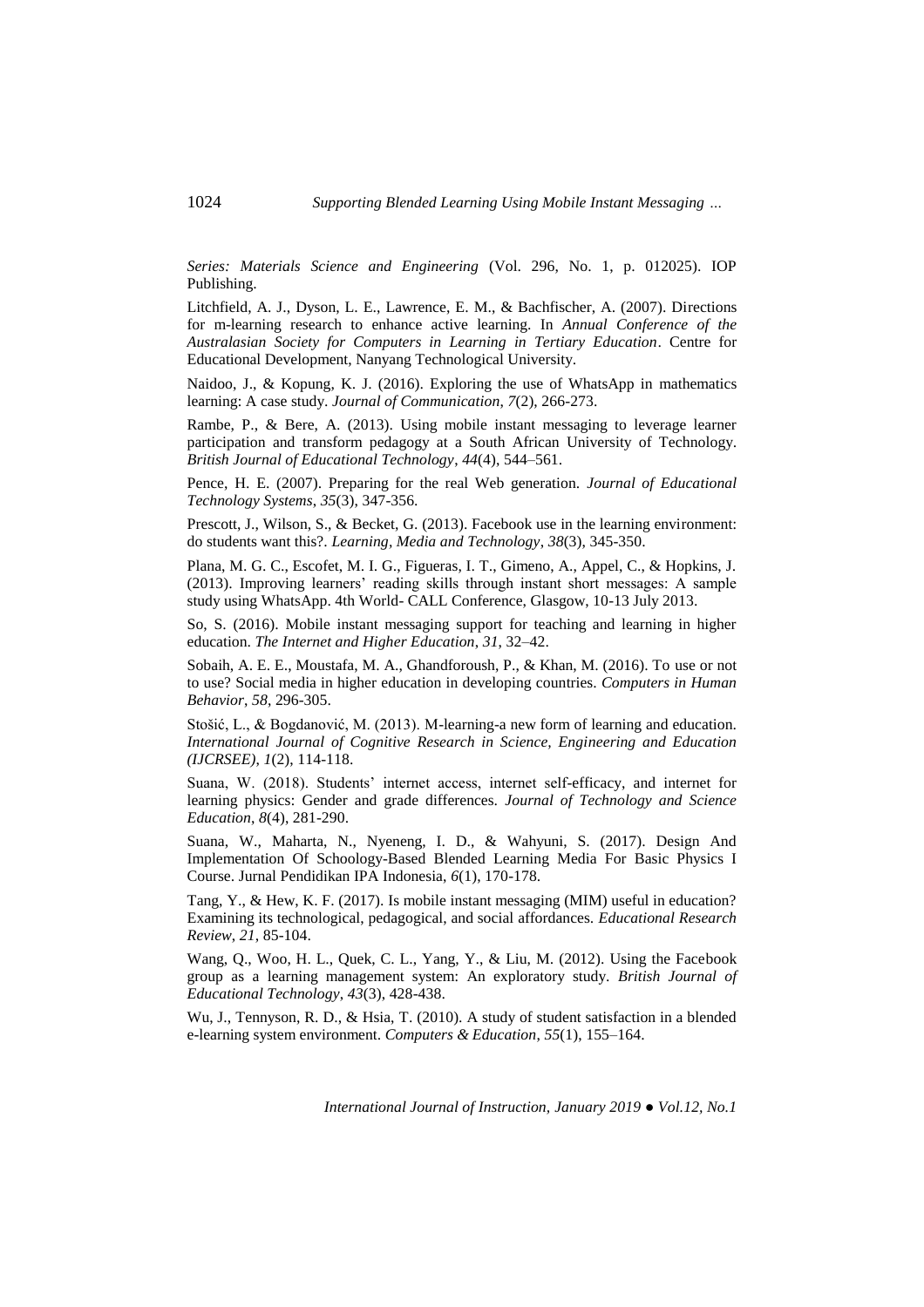*Series: Materials Science and Engineering* (Vol. 296, No. 1, p. 012025). IOP Publishing.

Litchfield, A. J., Dyson, L. E., Lawrence, E. M., & Bachfischer, A. (2007). Directions for m-learning research to enhance active learning. In *Annual Conference of the Australasian Society for Computers in Learning in Tertiary Education*. Centre for Educational Development, Nanyang Technological University.

Naidoo, J., & Kopung, K. J. (2016). Exploring the use of WhatsApp in mathematics learning: A case study. *Journal of Communication*, *7*(2), 266-273.

Rambe, P., & Bere, A. (2013). Using mobile instant messaging to leverage learner participation and transform pedagogy at a South African University of Technology. *British Journal of Educational Technology*, *44*(4), 544–561.

Pence, H. E. (2007). Preparing for the real Web generation. *Journal of Educational Technology Systems*, *35*(3), 347-356.

Prescott, J., Wilson, S., & Becket, G. (2013). Facebook use in the learning environment: do students want this?. *Learning, Media and Technology*, *38*(3), 345-350.

Plana, M. G. C., Escofet, M. I. G., Figueras, I. T., Gimeno, A., Appel, C., & Hopkins, J. (2013). Improving learners' reading skills through instant short messages: A sample study using WhatsApp. 4th World- CALL Conference, Glasgow, 10-13 July 2013.

So, S. (2016). Mobile instant messaging support for teaching and learning in higher education. *The Internet and Higher Education*, *31*, 32–42.

Sobaih, A. E. E., Moustafa, M. A., Ghandforoush, P., & Khan, M. (2016). To use or not to use? Social media in higher education in developing countries. *Computers in Human Behavior*, *58*, 296-305.

Stošić, L., & Bogdanović, M. (2013). M-learning-a new form of learning and education. *International Journal of Cognitive Research in Science, Engineering and Education (IJCRSEE)*, *1*(2), 114-118.

Suana, W. (2018). Students' internet access, internet self-efficacy, and internet for learning physics: Gender and grade differences. *Journal of Technology and Science Education*, *8*(4), 281-290.

Suana, W., Maharta, N., Nyeneng, I. D., & Wahyuni, S. (2017). Design And Implementation Of Schoology-Based Blended Learning Media For Basic Physics I Course. Jurnal Pendidikan IPA Indonesia, *6*(1), 170-178.

Tang, Y., & Hew, K. F. (2017). Is mobile instant messaging (MIM) useful in education? Examining its technological, pedagogical, and social affordances. *Educational Research Review*, *21*, 85-104.

Wang, Q., Woo, H. L., Quek, C. L., Yang, Y., & Liu, M. (2012). Using the Facebook group as a learning management system: An exploratory study. *British Journal of Educational Technology*, *43*(3), 428-438.

Wu, J., Tennyson, R. D., & Hsia, T. (2010). A study of student satisfaction in a blended e-learning system environment. *Computers & Education*, *55*(1), 155–164.